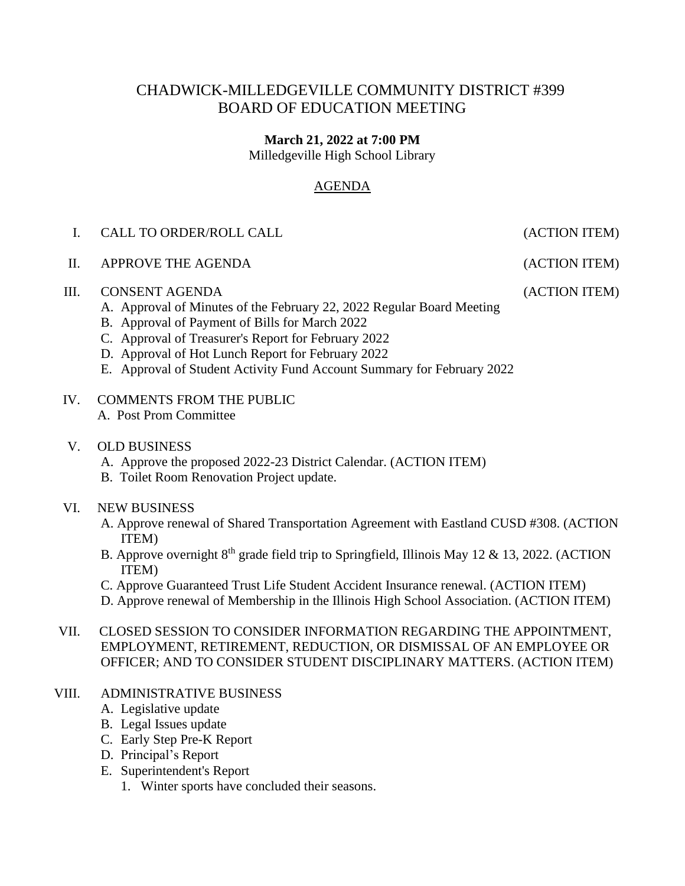# CHADWICK-MILLEDGEVILLE COMMUNITY DISTRICT #399
# BOARD OF EDUCATION MEETING

**March 21, 2022 at 7:00 PM**
Milledgeville High School Library

## AGENDA

I. CALL TO ORDER/ROLL CALL (ACTION ITEM)

II. APPROVE THE AGENDA (ACTION ITEM)

III. CONSENT AGENDA (ACTION ITEM)
   A. Approval of Minutes of the February 22, 2022 Regular Board Meeting
   B. Approval of Payment of Bills for March 2022
   C. Approval of Treasurer's Report for February 2022
   D. Approval of Hot Lunch Report for February 2022
   E. Approval of Student Activity Fund Account Summary for February 2022

IV. COMMENTS FROM THE PUBLIC
   A. Post Prom Committee

V. OLD BUSINESS
   A. Approve the proposed 2022-23 District Calendar. (ACTION ITEM)
   B. Toilet Room Renovation Project update.

VI. NEW BUSINESS
   A. Approve renewal of Shared Transportation Agreement with Eastland CUSD #308. (ACTION ITEM)
   B. Approve overnight 8th grade field trip to Springfield, Illinois May 12 & 13, 2022. (ACTION ITEM)
   C. Approve Guaranteed Trust Life Student Accident Insurance renewal. (ACTION ITEM)
   D. Approve renewal of Membership in the Illinois High School Association. (ACTION ITEM)

VII. CLOSED SESSION TO CONSIDER INFORMATION REGARDING THE APPOINTMENT, EMPLOYMENT, RETIREMENT, REDUCTION, OR DISMISSAL OF AN EMPLOYEE OR OFFICER; AND TO CONSIDER STUDENT DISCIPLINARY MATTERS. (ACTION ITEM)

VIII. ADMINISTRATIVE BUSINESS
   A. Legislative update
   B. Legal Issues update
   C. Early Step Pre-K Report
   D. Principal's Report
   E. Superintendent's Report
      1. Winter sports have concluded their seasons.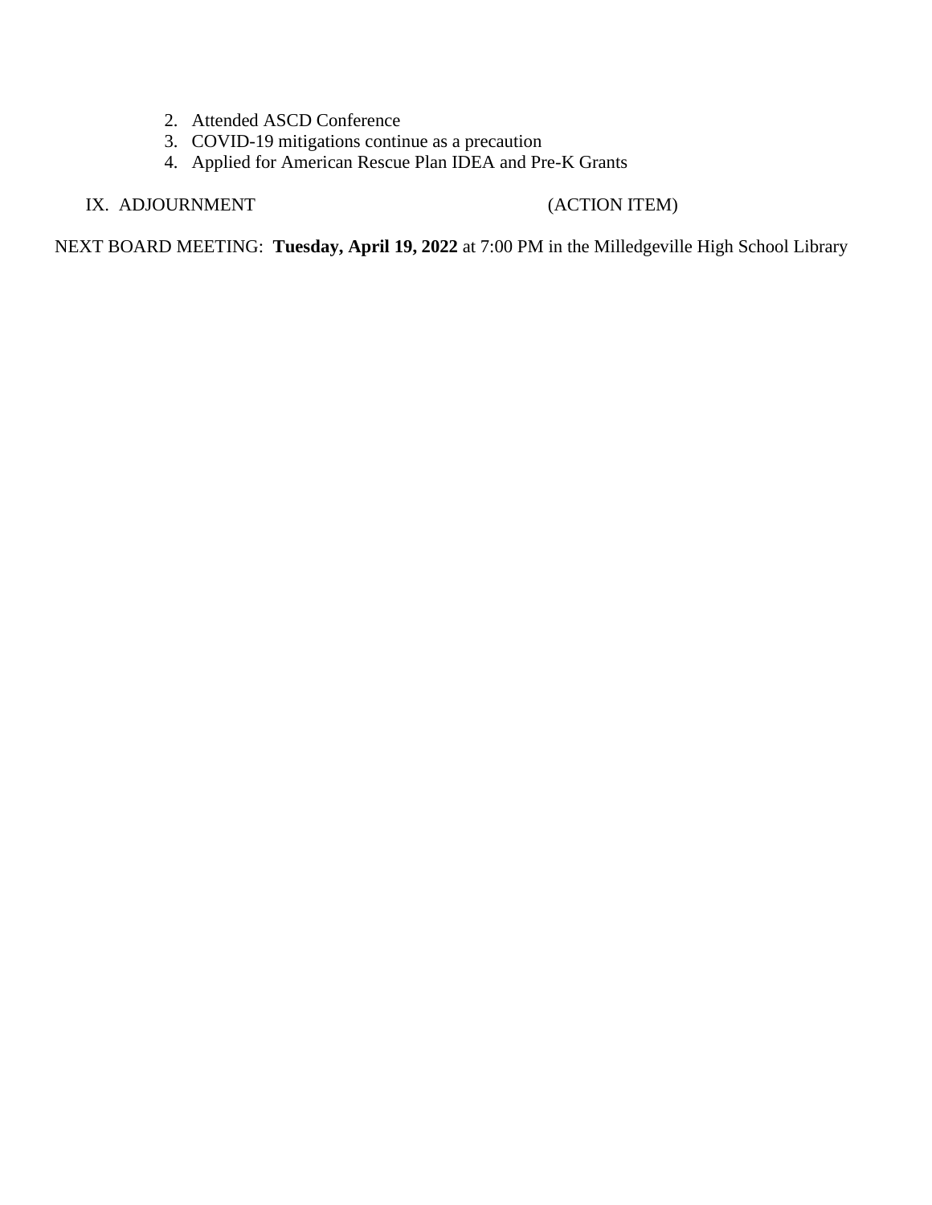2. Attended ASCD Conference
3. COVID-19 mitigations continue as a precaution
4. Applied for American Rescue Plan IDEA and Pre-K Grants

IX. ADJOURNMENT (ACTION ITEM)

NEXT BOARD MEETING: **Tuesday, April 19, 2022** at 7:00 PM in the Milledgeville High School Library